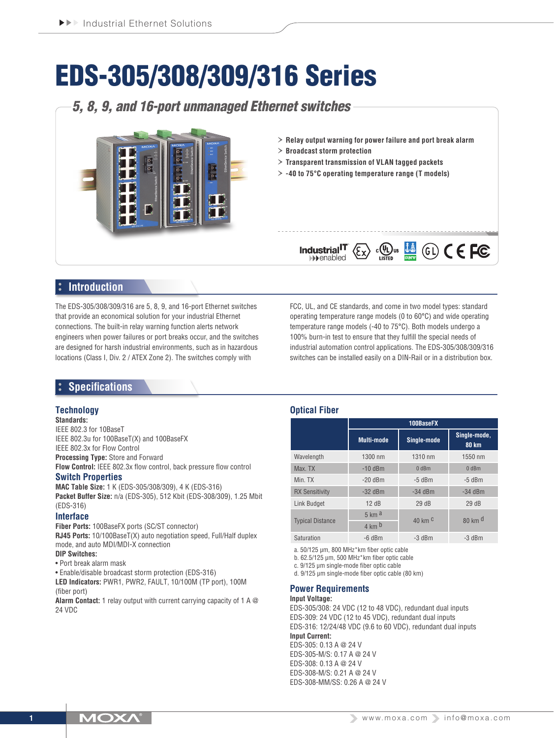# EDS-305/308/309/316 Series

## *5, 8, 9, and 16-port unmanaged Ethernet switches*

- Relay output warning for power failure and port break alarm
- Broadcast storm protection
- Transparent transmission of VLAN tagged packets
- -40 to 75°C operating temperature range (T models)

## Introduction

The EDS-305/308/309/316 are 5, 8, 9, and 16-port Ethernet switches that provide an economical solution for your industrial Ethernet connections. The built-in relay warning function alerts network engineers when power failures or port breaks occur, and the switches are designed for harsh industrial environments, such as in hazardous locations (Class I, Div. 2 / ATEX Zone 2). The switches comply with FCC, UL, and CE standards, and come in two model types: standard operating temperature range models (0 to 60°C) and wide operating temperature range models (-40 to 75°C). Both models undergo a 100% burn-in test to ensure that they fulfill the special needs of industrial automation control applications. The EDS-305/308/309/316 switches can be installed easily on a DIN-Rail or in a distribution box.

## Specifications

### Technology

**Standards:**
IEEE 802.3 for 10BaseT
IEEE 802.3u for 100BaseT(X) and 100BaseFX
IEEE 802.3x for Flow Control
**Processing Type:** Store and Forward
**Flow Control:** IEEE 802.3x flow control, back pressure flow control

### Switch Properties

**MAC Table Size:** 1 K (EDS-305/308/309), 4 K (EDS-316)
**Packet Buffer Size:** n/a (EDS-305), 512 Kbit (EDS-308/309), 1.25 Mbit (EDS-316)

### Interface

**Fiber Ports:** 100BaseFX ports (SC/ST connector)
**RJ45 Ports:** 10/100BaseT(X) auto negotiation speed, Full/Half duplex mode, and auto MDI/MDI-X connection
**DIP Switches:**
- Port break alarm mask
- Enable/disable broadcast storm protection (EDS-316)

**LED Indicators:** PWR1, PWR2, FAULT, 10/100M (TP port), 100M (fiber port)
**Alarm Contact:** 1 relay output with current carrying capacity of 1 A @ 24 VDC

### Optical Fiber

| | 100BaseFX | | |
|---|---|---|---|
| | Multi-mode | Single-mode | Single-mode, 80 km |
| Wavelength | 1300 nm | 1310 nm | 1550 nm |
| Max. TX | -10 dBm | 0 dBm | 0 dBm |
| Min. TX | -20 dBm | -5 dBm | -5 dBm |
| RX Sensitivity | -32 dBm | -34 dBm | -34 dBm |
| Link Budget | 12 dB | 29 dB | 29 dB |
| Typical Distance | 5 km [a] / 4 km [b] | 40 km [c] | 80 km [d] |
| Saturation | -6 dBm | -3 dBm | -3 dBm |

a. 50/125 μm, 800 MHz*km fiber optic cable
b. 62.5/125 μm, 500 MHz*km fiber optic cable
c. 9/125 μm single-mode fiber optic cable
d. 9/125 μm single-mode fiber optic cable (80 km)

### Power Requirements

**Input Voltage:**
EDS-305/308: 24 VDC (12 to 48 VDC), redundant dual inputs
EDS-309: 24 VDC (12 to 45 VDC), redundant dual inputs
EDS-316: 12/24/48 VDC (9.6 to 60 VDC), redundant dual inputs
**Input Current:**
EDS-305: 0.13 A @ 24 V
EDS-305-M/S: 0.17 A @ 24 V
EDS-308: 0.13 A @ 24 V
EDS-308-M/S: 0.21 A @ 24 V
EDS-308-MM/SS: 0.26 A @ 24 V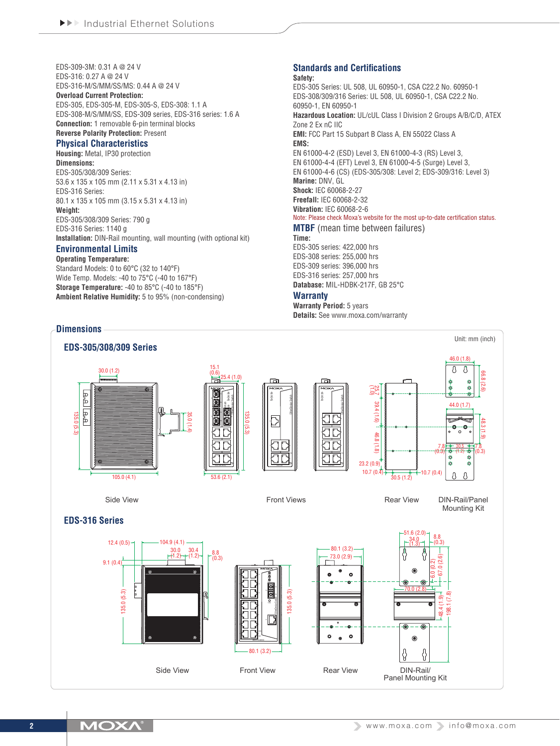EDS-309-3M: 0.31 A @ 24 V
EDS-316: 0.27 A @ 24 V
EDS-316-M/S/MM/SS/MS: 0.44 A @ 24 V
**Overload Current Protection:**
EDS-305, EDS-305-M, EDS-305-S, EDS-308: 1.1 A
EDS-308-M/S/MM/SS, EDS-309 series, EDS-316 series: 1.6 A
**Connection:** 1 removable 6-pin terminal blocks
**Reverse Polarity Protection:** Present

## Physical Characteristics

**Housing:** Metal, IP30 protection
**Dimensions:**
EDS-305/308/309 Series:
53.6 x 135 x 105 mm (2.11 x 5.31 x 4.13 in)
EDS-316 Series:
80.1 x 135 x 105 mm (3.15 x 5.31 x 4.13 in)
**Weight:**
EDS-305/308/309 Series: 790 g
EDS-316 Series: 1140 g
**Installation:** DIN-Rail mounting, wall mounting (with optional kit)

## Environmental Limits

**Operating Temperature:**
Standard Models: 0 to 60°C (32 to 140°F)
Wide Temp. Models: -40 to 75°C (-40 to 167°F)
**Storage Temperature:** -40 to 85°C (-40 to 185°F)
**Ambient Relative Humidity:** 5 to 95% (non-condensing)

## Standards and Certifications

**Safety:**
EDS-305 Series: UL 508, UL 60950-1, CSA C22.2 No. 60950-1
EDS-308/309/316 Series: UL 508, UL 60950-1, CSA C22.2 No. 60950-1, EN 60950-1
**Hazardous Location:** UL/cUL Class I Division 2 Groups A/B/C/D, ATEX Zone 2 Ex nC IIC
**EMI:** FCC Part 15 Subpart B Class A, EN 55022 Class A
**EMS:**
EN 61000-4-2 (ESD) Level 3, EN 61000-4-3 (RS) Level 3,
EN 61000-4-4 (EFT) Level 3, EN 61000-4-5 (Surge) Level 3,
EN 61000-4-6 (CS) (EDS-305/308: Level 2; EDS-309/316: Level 3)
**Marine:** DNV, GL
**Shock:** IEC 60068-2-27
**Freefall:** IEC 60068-2-32
**Vibration:** IEC 60068-2-6
Note: Please check Moxa's website for the most up-to-date certification status.

## MTBF (mean time between failures)

**Time:**
EDS-305 series: 422,000 hrs
EDS-308 series: 255,000 hrs
EDS-309 series: 396,000 hrs
EDS-316 series: 257,000 hrs
**Database:** MIL-HDBK-217F, GB 25°C

## Warranty

**Warranty Period:** 5 years
**Details:** See www.moxa.com/warranty

## Dimensions

Unit: mm (inch)

### EDS-305/308/309 Series

Side View | Front Views | Rear View | DIN-Rail/Panel Mounting Kit

### EDS-316 Series

Side View | Front View | Rear View | DIN-Rail/Panel Mounting Kit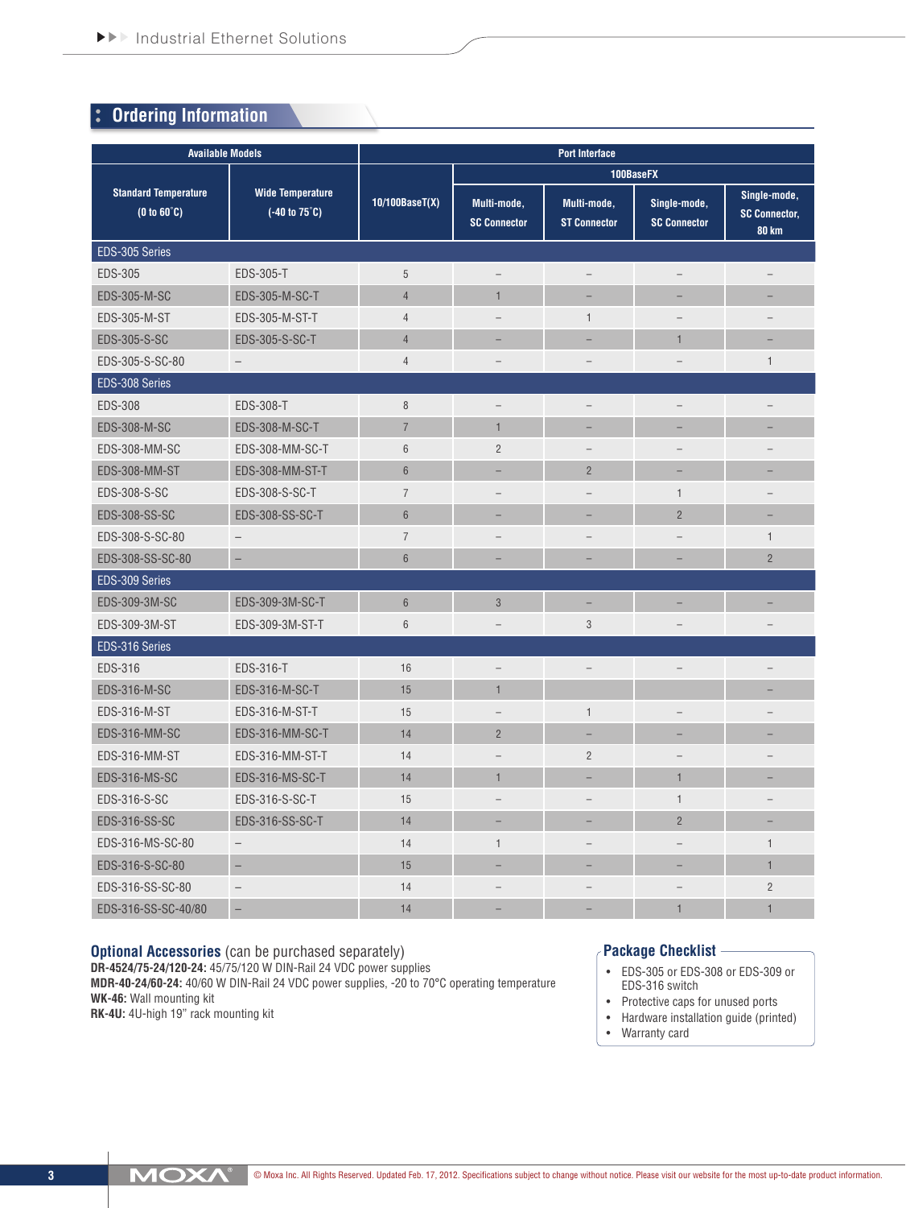## Ordering Information

| Available Models | | Port Interface | | | | |
|---|---|---|---|---|---|---|
| | | | 100BaseFX | | | |
| Standard Temperature (0 to 60°C) | Wide Temperature (-40 to 75°C) | 10/100BaseT(X) | Multi-mode, SC Connector | Multi-mode, ST Connector | Single-mode, SC Connector | Single-mode, SC Connector, 80 km |
| **EDS-305 Series** | | | | | | |
| EDS-305 | EDS-305-T | 5 | – | – | – | – |
| EDS-305-M-SC | EDS-305-M-SC-T | 4 | 1 | – | – | – |
| EDS-305-M-ST | EDS-305-M-ST-T | 4 | – | 1 | – | – |
| EDS-305-S-SC | EDS-305-S-SC-T | 4 | – | – | 1 | – |
| EDS-305-S-SC-80 | – | 4 | – | – | – | 1 |
| **EDS-308 Series** | | | | | | |
| EDS-308 | EDS-308-T | 8 | – | – | – | – |
| EDS-308-M-SC | EDS-308-M-SC-T | 7 | 1 | – | – | – |
| EDS-308-MM-SC | EDS-308-MM-SC-T | 6 | 2 | – | – | – |
| EDS-308-MM-ST | EDS-308-MM-ST-T | 6 | – | 2 | – | – |
| EDS-308-S-SC | EDS-308-S-SC-T | 7 | – | – | 1 | – |
| EDS-308-SS-SC | EDS-308-SS-SC-T | 6 | – | – | 2 | – |
| EDS-308-S-SC-80 | – | 7 | – | – | – | 1 |
| EDS-308-SS-SC-80 | – | 6 | – | – | – | 2 |
| **EDS-309 Series** | | | | | | |
| EDS-309-3M-SC | EDS-309-3M-SC-T | 6 | 3 | – | – | – |
| EDS-309-3M-ST | EDS-309-3M-ST-T | 6 | – | 3 | – | – |
| **EDS-316 Series** | | | | | | |
| EDS-316 | EDS-316-T | 16 | – | – | – | – |
| EDS-316-M-SC | EDS-316-M-SC-T | 15 | 1 | | | – |
| EDS-316-M-ST | EDS-316-M-ST-T | 15 | – | 1 | – | – |
| EDS-316-MM-SC | EDS-316-MM-SC-T | 14 | 2 | – | – | – |
| EDS-316-MM-ST | EDS-316-MM-ST-T | 14 | – | 2 | – | – |
| EDS-316-MS-SC | EDS-316-MS-SC-T | 14 | 1 | – | 1 | – |
| EDS-316-S-SC | EDS-316-S-SC-T | 15 | – | – | 1 | – |
| EDS-316-SS-SC | EDS-316-SS-SC-T | 14 | – | – | 2 | – |
| EDS-316-MS-SC-80 | – | 14 | 1 | – | – | 1 |
| EDS-316-S-SC-80 | – | 15 | – | – | – | 1 |
| EDS-316-SS-SC-80 | – | 14 | – | – | – | 2 |
| EDS-316-SS-SC-40/80 | – | 14 | – | – | 1 | 1 |

### Optional Accessories (can be purchased separately)

**DR-4524/75-24/120-24:** 45/75/120 W DIN-Rail 24 VDC power supplies
**MDR-40-24/60-24:** 40/60 W DIN-Rail 24 VDC power supplies, -20 to 70°C operating temperature
**WK-46:** Wall mounting kit
**RK-4U:** 4U-high 19" rack mounting kit

### Package Checklist

- EDS-305 or EDS-308 or EDS-309 or EDS-316 switch
- Protective caps for unused ports
- Hardware installation guide (printed)
- Warranty card

© Moxa Inc. All Rights Reserved. Updated Feb. 17, 2012. Specifications subject to change without notice. Please visit our website for the most up-to-date product information.